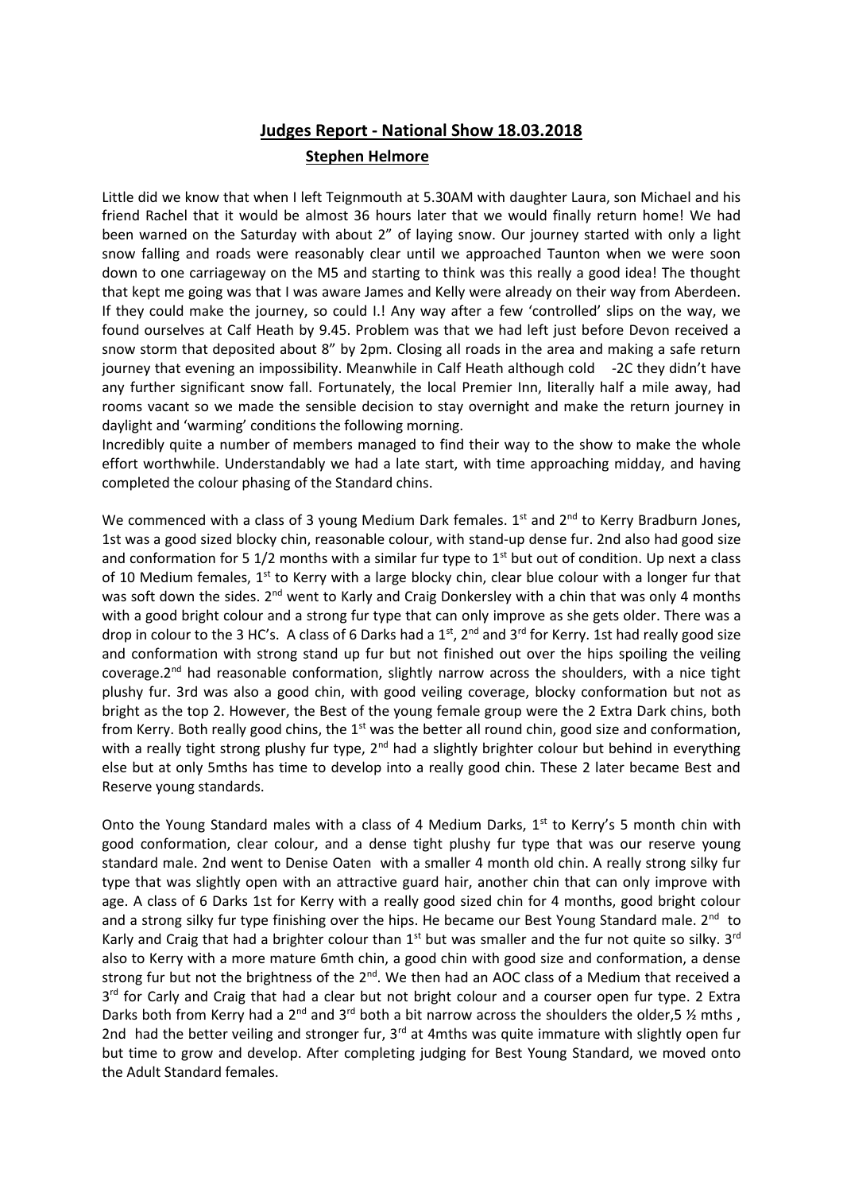# Judges Report - National Show 18.03.2018

## Stephen Helmore

Little did we know that when I left Teignmouth at 5.30AM with daughter Laura, son Michael and his friend Rachel that it would be almost 36 hours later that we would finally return home! We had been warned on the Saturday with about 2" of laying snow. Our journey started with only a light snow falling and roads were reasonably clear until we approached Taunton when we were soon down to one carriageway on the M5 and starting to think was this really a good idea! The thought that kept me going was that I was aware James and Kelly were already on their way from Aberdeen. If they could make the journey, so could I.! Any way after a few 'controlled' slips on the way, we found ourselves at Calf Heath by 9.45. Problem was that we had left just before Devon received a snow storm that deposited about 8" by 2pm. Closing all roads in the area and making a safe return journey that evening an impossibility. Meanwhile in Calf Heath although cold -2C they didn't have any further significant snow fall. Fortunately, the local Premier Inn, literally half a mile away, had rooms vacant so we made the sensible decision to stay overnight and make the return journey in daylight and 'warming' conditions the following morning.

Incredibly quite a number of members managed to find their way to the show to make the whole effort worthwhile. Understandably we had a late start, with time approaching midday, and having completed the colour phasing of the Standard chins.

We commenced with a class of 3 young Medium Dark females. 1st and 2nd to Kerry Bradburn Jones, 1st was a good sized blocky chin, reasonable colour, with stand-up dense fur. 2nd also had good size and conformation for 5 1/2 months with a similar fur type to 1st but out of condition. Up next a class of 10 Medium females, 1st to Kerry with a large blocky chin, clear blue colour with a longer fur that was soft down the sides. 2nd went to Karly and Craig Donkersley with a chin that was only 4 months with a good bright colour and a strong fur type that can only improve as she gets older. There was a drop in colour to the 3 HC's. A class of 6 Darks had a 1st, 2nd and 3rd for Kerry. 1st had really good size and conformation with strong stand up fur but not finished out over the hips spoiling the veiling coverage.2nd had reasonable conformation, slightly narrow across the shoulders, with a nice tight plushy fur. 3rd was also a good chin, with good veiling coverage, blocky conformation but not as bright as the top 2. However, the Best of the young female group were the 2 Extra Dark chins, both from Kerry. Both really good chins, the 1st was the better all round chin, good size and conformation, with a really tight strong plushy fur type, 2nd had a slightly brighter colour but behind in everything else but at only 5mths has time to develop into a really good chin. These 2 later became Best and Reserve young standards.

Onto the Young Standard males with a class of 4 Medium Darks, 1st to Kerry's 5 month chin with good conformation, clear colour, and a dense tight plushy fur type that was our reserve young standard male. 2nd went to Denise Oaten with a smaller 4 month old chin. A really strong silky fur type that was slightly open with an attractive guard hair, another chin that can only improve with age. A class of 6 Darks 1st for Kerry with a really good sized chin for 4 months, good bright colour and a strong silky fur type finishing over the hips. He became our Best Young Standard male. 2nd to Karly and Craig that had a brighter colour than 1st but was smaller and the fur not quite so silky. 3rd also to Kerry with a more mature 6mth chin, a good chin with good size and conformation, a dense strong fur but not the brightness of the 2nd. We then had an AOC class of a Medium that received a 3rd for Carly and Craig that had a clear but not bright colour and a courser open fur type. 2 Extra Darks both from Kerry had a 2nd and 3rd both a bit narrow across the shoulders the older,5 ½ mths , 2nd had the better veiling and stronger fur, 3rd at 4mths was quite immature with slightly open fur but time to grow and develop. After completing judging for Best Young Standard, we moved onto the Adult Standard females.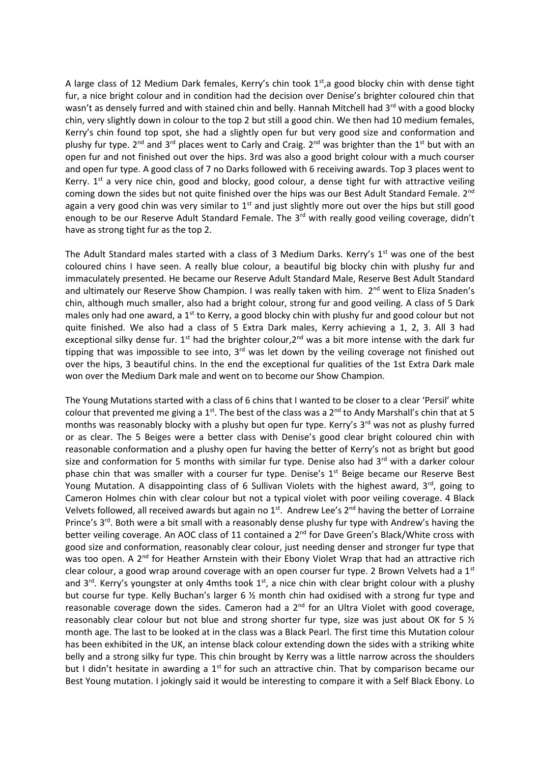A large class of 12 Medium Dark females, Kerry's chin took 1st,a good blocky chin with dense tight fur, a nice bright colour and in condition had the decision over Denise's brighter coloured chin that wasn't as densely furred and with stained chin and belly. Hannah Mitchell had 3rd with a good blocky chin, very slightly down in colour to the top 2 but still a good chin. We then had 10 medium females, Kerry's chin found top spot, she had a slightly open fur but very good size and conformation and plushy fur type. 2nd and 3rd places went to Carly and Craig. 2nd was brighter than the 1st but with an open fur and not finished out over the hips. 3rd was also a good bright colour with a much courser and open fur type. A good class of 7 no Darks followed with 6 receiving awards. Top 3 places went to Kerry. 1st a very nice chin, good and blocky, good colour, a dense tight fur with attractive veiling coming down the sides but not quite finished over the hips was our Best Adult Standard Female. 2nd again a very good chin was very similar to 1st and just slightly more out over the hips but still good enough to be our Reserve Adult Standard Female. The 3rd with really good veiling coverage, didn't have as strong tight fur as the top 2.

The Adult Standard males started with a class of 3 Medium Darks. Kerry's 1st was one of the best coloured chins I have seen. A really blue colour, a beautiful big blocky chin with plushy fur and immaculately presented. He became our Reserve Adult Standard Male, Reserve Best Adult Standard and ultimately our Reserve Show Champion. I was really taken with him. 2nd went to Eliza Snaden's chin, although much smaller, also had a bright colour, strong fur and good veiling. A class of 5 Dark males only had one award, a 1st to Kerry, a good blocky chin with plushy fur and good colour but not quite finished. We also had a class of 5 Extra Dark males, Kerry achieving a 1, 2, 3. All 3 had exceptional silky dense fur. 1st had the brighter colour,2nd was a bit more intense with the dark fur tipping that was impossible to see into, 3rd was let down by the veiling coverage not finished out over the hips, 3 beautiful chins. In the end the exceptional fur qualities of the 1st Extra Dark male won over the Medium Dark male and went on to become our Show Champion.

The Young Mutations started with a class of 6 chins that I wanted to be closer to a clear 'Persil' white colour that prevented me giving a 1st. The best of the class was a 2nd to Andy Marshall's chin that at 5 months was reasonably blocky with a plushy but open fur type. Kerry's 3rd was not as plushy furred or as clear. The 5 Beiges were a better class with Denise's good clear bright coloured chin with reasonable conformation and a plushy open fur having the better of Kerry's not as bright but good size and conformation for 5 months with similar fur type. Denise also had 3rd with a darker colour phase chin that was smaller with a courser fur type. Denise's 1st Beige became our Reserve Best Young Mutation. A disappointing class of 6 Sullivan Violets with the highest award, 3rd, going to Cameron Holmes chin with clear colour but not a typical violet with poor veiling coverage. 4 Black Velvets followed, all received awards but again no 1st. Andrew Lee's 2nd having the better of Lorraine Prince's 3rd. Both were a bit small with a reasonably dense plushy fur type with Andrew's having the better veiling coverage. An AOC class of 11 contained a 2nd for Dave Green's Black/White cross with good size and conformation, reasonably clear colour, just needing denser and stronger fur type that was too open. A 2nd for Heather Arnstein with their Ebony Violet Wrap that had an attractive rich clear colour, a good wrap around coverage with an open courser fur type. 2 Brown Velvets had a 1st and 3rd. Kerry's youngster at only 4mths took 1st, a nice chin with clear bright colour with a plushy but course fur type. Kelly Buchan's larger 6 ½ month chin had oxidised with a strong fur type and reasonable coverage down the sides. Cameron had a 2nd for an Ultra Violet with good coverage, reasonably clear colour but not blue and strong shorter fur type, size was just about OK for 5 ½ month age. The last to be looked at in the class was a Black Pearl. The first time this Mutation colour has been exhibited in the UK, an intense black colour extending down the sides with a striking white belly and a strong silky fur type. This chin brought by Kerry was a little narrow across the shoulders but I didn't hesitate in awarding a 1st for such an attractive chin. That by comparison became our Best Young mutation. I jokingly said it would be interesting to compare it with a Self Black Ebony. Lo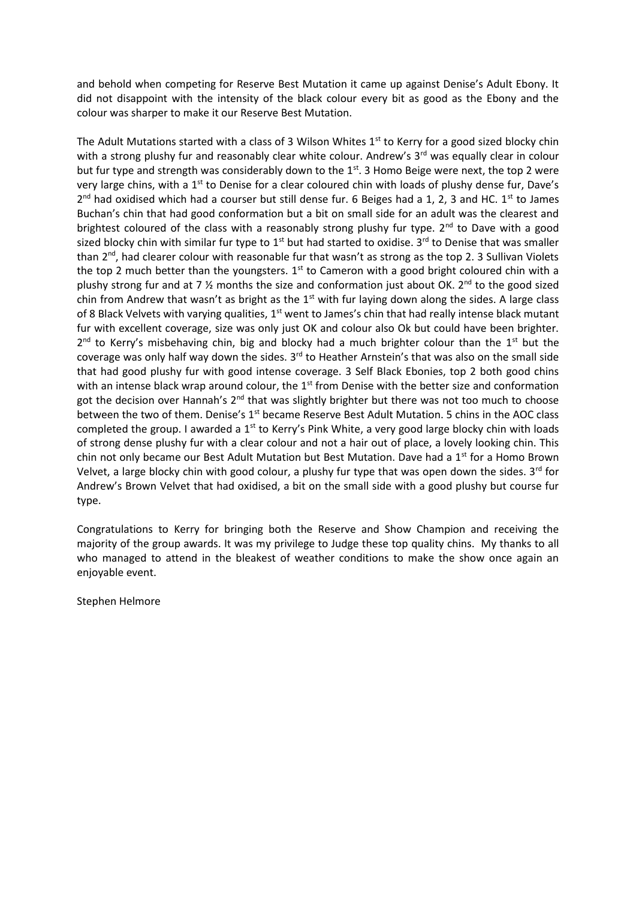and behold when competing for Reserve Best Mutation it came up against Denise's Adult Ebony. It did not disappoint with the intensity of the black colour every bit as good as the Ebony and the colour was sharper to make it our Reserve Best Mutation.

The Adult Mutations started with a class of 3 Wilson Whites 1st to Kerry for a good sized blocky chin with a strong plushy fur and reasonably clear white colour. Andrew's 3rd was equally clear in colour but fur type and strength was considerably down to the 1st. 3 Homo Beige were next, the top 2 were very large chins, with a 1st to Denise for a clear coloured chin with loads of plushy dense fur, Dave's 2nd had oxidised which had a courser but still dense fur. 6 Beiges had a 1, 2, 3 and HC. 1st to James Buchan's chin that had good conformation but a bit on small side for an adult was the clearest and brightest coloured of the class with a reasonably strong plushy fur type. 2nd to Dave with a good sized blocky chin with similar fur type to 1st but had started to oxidise. 3rd to Denise that was smaller than 2nd, had clearer colour with reasonable fur that wasn't as strong as the top 2. 3 Sullivan Violets the top 2 much better than the youngsters. 1st to Cameron with a good bright coloured chin with a plushy strong fur and at 7 ½ months the size and conformation just about OK. 2nd to the good sized chin from Andrew that wasn't as bright as the 1st with fur laying down along the sides. A large class of 8 Black Velvets with varying qualities, 1st went to James's chin that had really intense black mutant fur with excellent coverage, size was only just OK and colour also Ok but could have been brighter. 2nd to Kerry's misbehaving chin, big and blocky had a much brighter colour than the 1st but the coverage was only half way down the sides. 3rd to Heather Arnstein's that was also on the small side that had good plushy fur with good intense coverage. 3 Self Black Ebonies, top 2 both good chins with an intense black wrap around colour, the 1st from Denise with the better size and conformation got the decision over Hannah's 2nd that was slightly brighter but there was not too much to choose between the two of them. Denise's 1st became Reserve Best Adult Mutation. 5 chins in the AOC class completed the group. I awarded a 1st to Kerry's Pink White, a very good large blocky chin with loads of strong dense plushy fur with a clear colour and not a hair out of place, a lovely looking chin. This chin not only became our Best Adult Mutation but Best Mutation. Dave had a 1st for a Homo Brown Velvet, a large blocky chin with good colour, a plushy fur type that was open down the sides. 3rd for Andrew's Brown Velvet that had oxidised, a bit on the small side with a good plushy but course fur type.

Congratulations to Kerry for bringing both the Reserve and Show Champion and receiving the majority of the group awards. It was my privilege to Judge these top quality chins. My thanks to all who managed to attend in the bleakest of weather conditions to make the show once again an enjoyable event.

Stephen Helmore